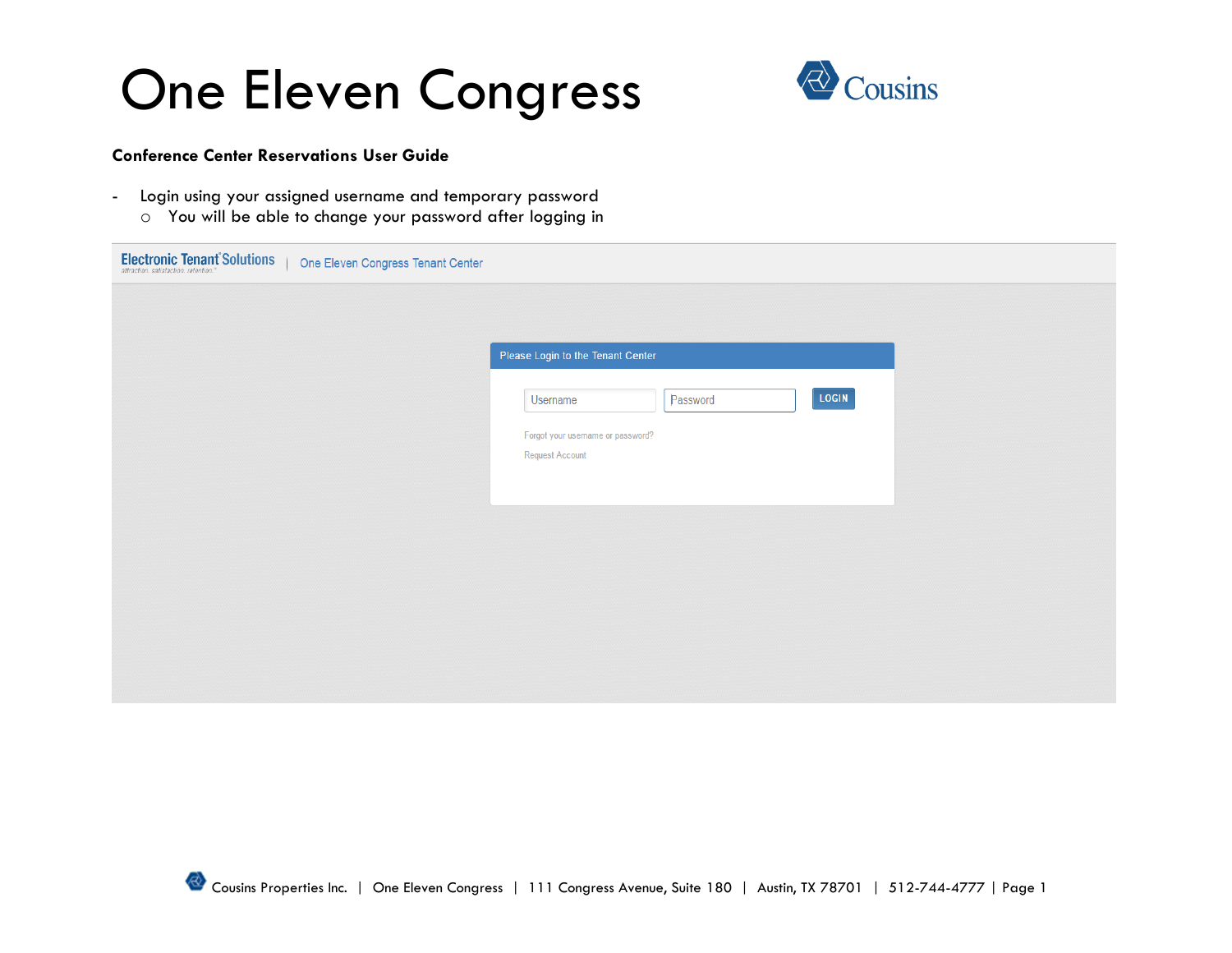# One Eleven Congress

**Conference Center Reservations User Guide**

- Login using your assigned username and temporary password
  - You will be able to change your password after logging in

Electronic Tenant Solutions | One Eleven Congress Tenant Center

Please Login to the Tenant Center

Username | Password | LOGIN

Forgot your username or password?

Request Account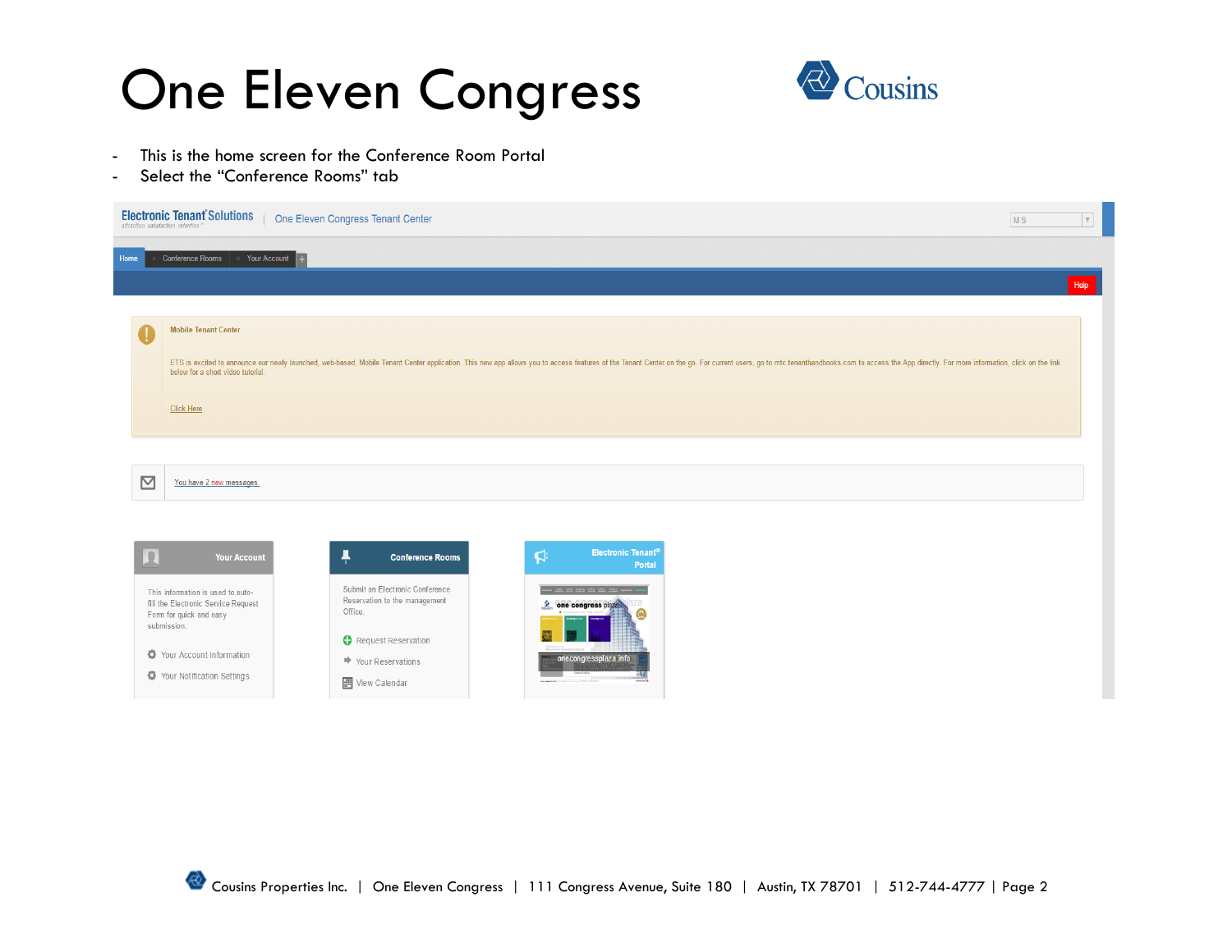# One Eleven Congress

- This is the home screen for the Conference Room Portal
- Select the "Conference Rooms" tab

Electronic Tenant Solutions | One Eleven Congress Tenant Center

Home | Conference Rooms | Your Account

Help

**Mobile Tenant Center**

ETS is excited to announce our newly launched, web-based, Mobile Tenant Center application. This new app allows you to access features of the Tenant Center on the go. For current users, go to mtc.tenanthandbooks.com to access the App directly. For more information, click on the link below for a short video tutorial.

Click Here

You have 2 new messages.

**Your Account**

This information is used to auto-fill the Electronic Service Request Form for quick and easy submission.

- Your Account Information
- Your Notification Settings

**Conference Rooms**

Submit an Electronic Conference Reservation to the management Office.

- Request Reservation
- Your Reservations
- View Calendar

**Electronic Tenant® Portal**

onecongressplaza.info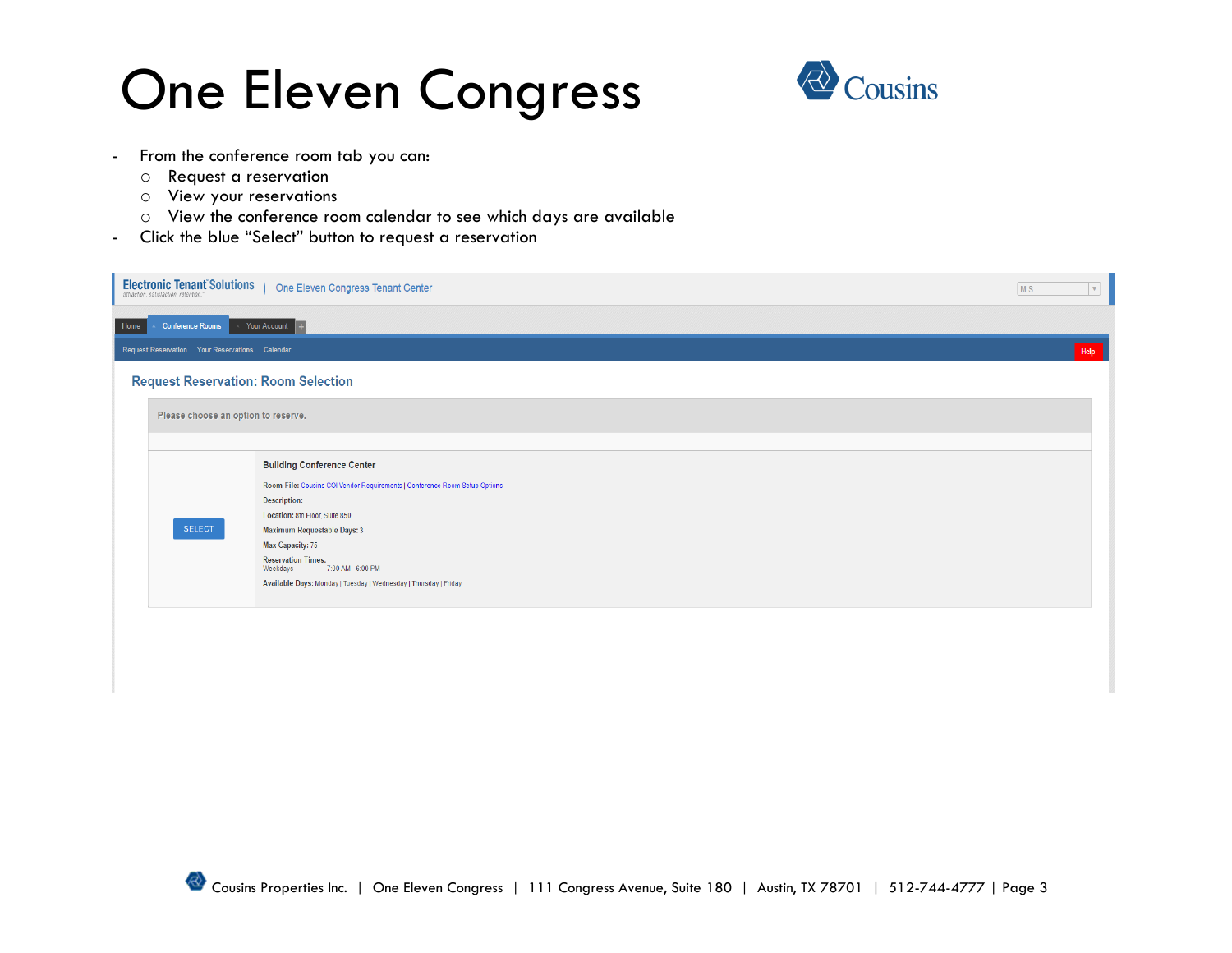# One Eleven Congress

- From the conference room tab you can:
  - Request a reservation
  - View your reservations
  - View the conference room calendar to see which days are available
- Click the blue "Select" button to request a reservation

Electronic Tenant Solutions | One Eleven Congress Tenant Center

Home | Conference Rooms | Your Account

Request Reservation | Your Reservations | Calendar | Help

## Request Reservation: Room Selection

Please choose an option to reserve.

SELECT

**Building Conference Center**

**Room File:** Cousins COI Vendor Requirements | Conference Room Setup Options

**Description:**

**Location:** 8th Floor, Suite 850

**Maximum Requestable Days:** 3

**Max Capacity:** 75

**Reservation Times:**
Weekdays 7:00 AM - 6:00 PM

**Available Days:** Monday | Tuesday | Wednesday | Thursday | Friday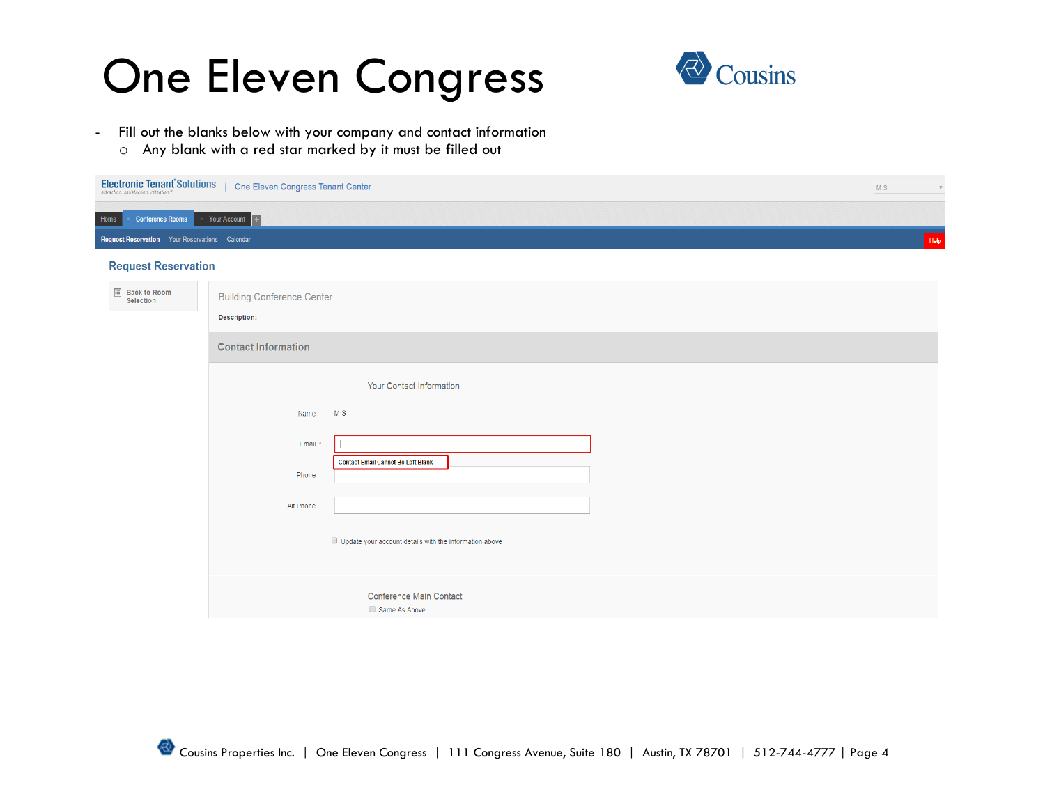# One Eleven Congress

- Fill out the blanks below with your company and contact information
  - Any blank with a red star marked by it must be filled out

Electronic Tenant Solutions | One Eleven Congress Tenant Center

Home | Conference Rooms | Your Account

Request Reservation | Your Reservations | Calendar

Help

## Request Reservation

Back to Room Selection

Building Conference Center

**Description:**

### Contact Information

Your Contact Information

Name: M S

Email *

Contact Email Cannot Be Left Blank

Phone

Alt Phone

Update your account details with the information above

Conference Main Contact

Same As Above

Cousins Properties Inc. | One Eleven Congress | 111 Congress Avenue, Suite 180 | Austin, TX 78701 | 512-744-4777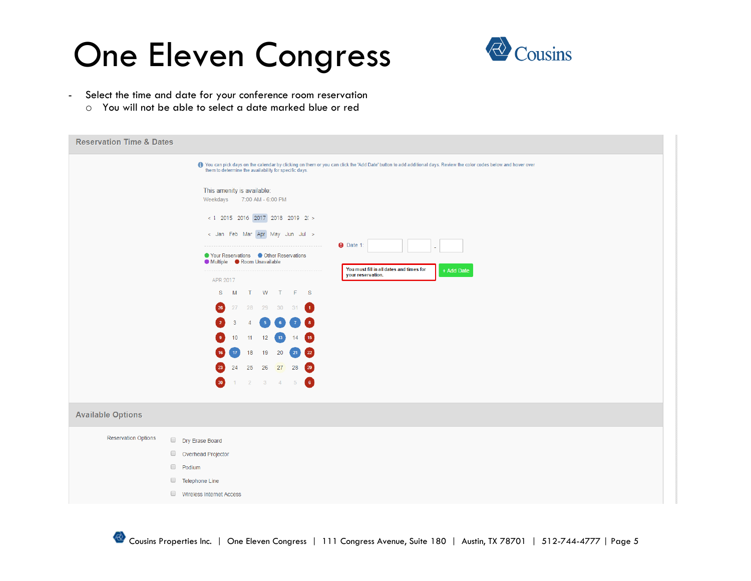# One Eleven Congress

- Select the time and date for your conference room reservation
  - You will not be able to select a date marked blue or red

## Reservation Time & Dates

You can pick days on the calendar by clicking on them or you can click the 'Add Date' button to add additional days. Review the color codes below and hover over them to determine the availability for specific days.

This amenity is available:

Weekdays 7:00 AM - 6:00 PM

< 1 2015 2016 2017 2018 2019 2( >

< Jan Feb Mar Apr May Jun Jul >

Your Reservations Other Reservations Multiple Room Unavailable

APR 2017

| S | M | T | W | T | F | S |
|---|---|---|---|---|---|---|
| 26 | 27 | 28 | 29 | 30 | 31 | 1 |
| 2 | 3 | 4 | 5 | 6 | 7 | 8 |
| 9 | 10 | 11 | 12 | 13 | 14 | 15 |
| 16 | 17 | 18 | 19 | 20 | 21 | 22 |
| 23 | 24 | 25 | 26 | 27 | 28 | 29 |
| 30 | 1 | 2 | 3 | 4 | 5 | 6 |

Date 1: -

You must fill in all dates and times for your reservation.

+ Add Date

## Available Options

Reservation Options

- Dry Erase Board
- Overhead Projector
- Podium
- Telephone Line
- Wireless Internet Access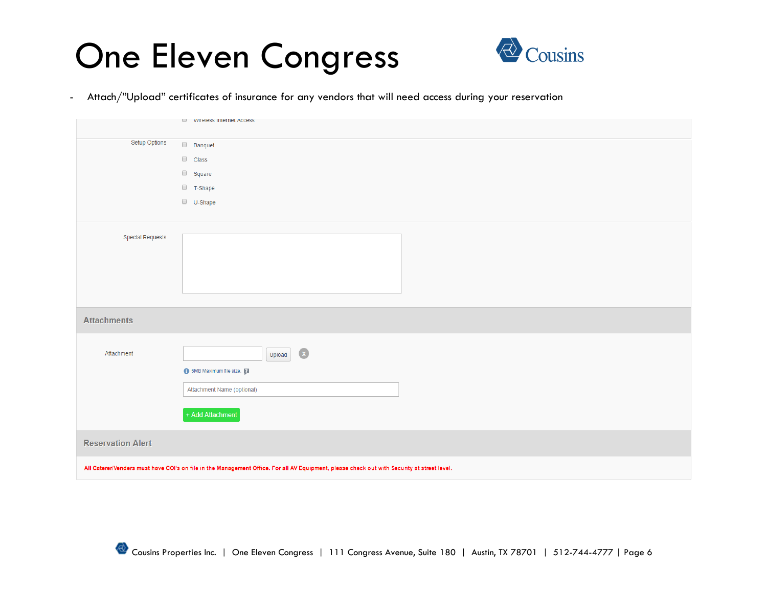# One Eleven Congress

- Attach/"Upload" certificates of insurance for any vendors that will need access during your reservation

Wireless Internet Access

Setup Options

- Banquet
- Class
- Square
- T-Shape
- U-Shape

Special Requests

**Attachments**

Attachment

Upload

5MB Maximum file size.

Attachment Name (optional)

+ Add Attachment

**Reservation Alert**

All Caterer/Venders must have COI's on file in the Management Office. For all AV Equipment, please check out with Security at street level.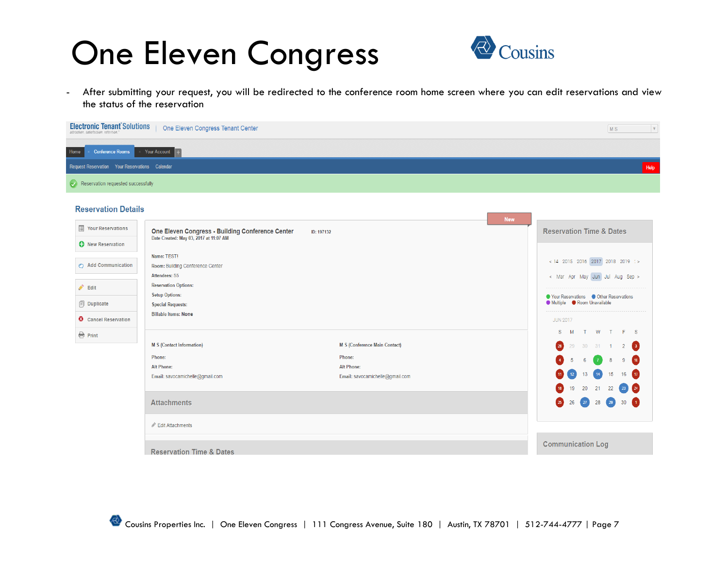# One Eleven Congress

- After submitting your request, you will be redirected to the conference room home screen where you can edit reservations and view the status of the reservation

Electronic Tenant Solutions | One Eleven Congress Tenant Center

Home | Conference Rooms | Your Account

Request Reservation | Your Reservations | Calendar | Help

Reservation requested successfully

## Reservation Details

- Your Reservations
- New Reservation
- Add Communication
- Edit
- Duplicate
- Cancel Reservation
- Print

New

**One Eleven Congress - Building Conference Center** ID: 197132

Date Created: May 03, 2017 at 11:07 AM

Name: TEST!
Room: Building Conference Center
Attendees: 55
Reservation Options:
Setup Options:
Special Requests:
Billable Items: None

M S (Contact Information)
Phone:
Alt Phone:
Email: savocamichelle@gmail.com

M S (Conference Main Contact)
Phone:
Alt Phone:
Email: savocamichelle@gmail.com

Attachments

Edit Attachments

Reservation Time & Dates

Reservation Time & Dates

< 14 2015 2016 2017 2018 2019 >

< Mar Apr May Jun Jul Aug Sep >

Your Reservations | Other Reservations | Multiple | Room Unavailable

JUN 2017

| S | M | T | W | T | F | S |
|---|---|---|---|---|---|---|
| 28 | 29 | 30 | 31 | 1 | 2 | 3 |
| 4 | 5 | 6 | 7 | 8 | 9 | 10 |
| 11 | 12 | 13 | 14 | 15 | 16 | 17 |
| 18 | 19 | 20 | 21 | 22 | 23 | 24 |
| 25 | 26 | 27 | 28 | 29 | 30 | 1 |

Communication Log

Cousins Properties Inc. | One Eleven Congress | 111 Congress Avenue, Suite 180 | Austin, TX 78701 | 512-744-4777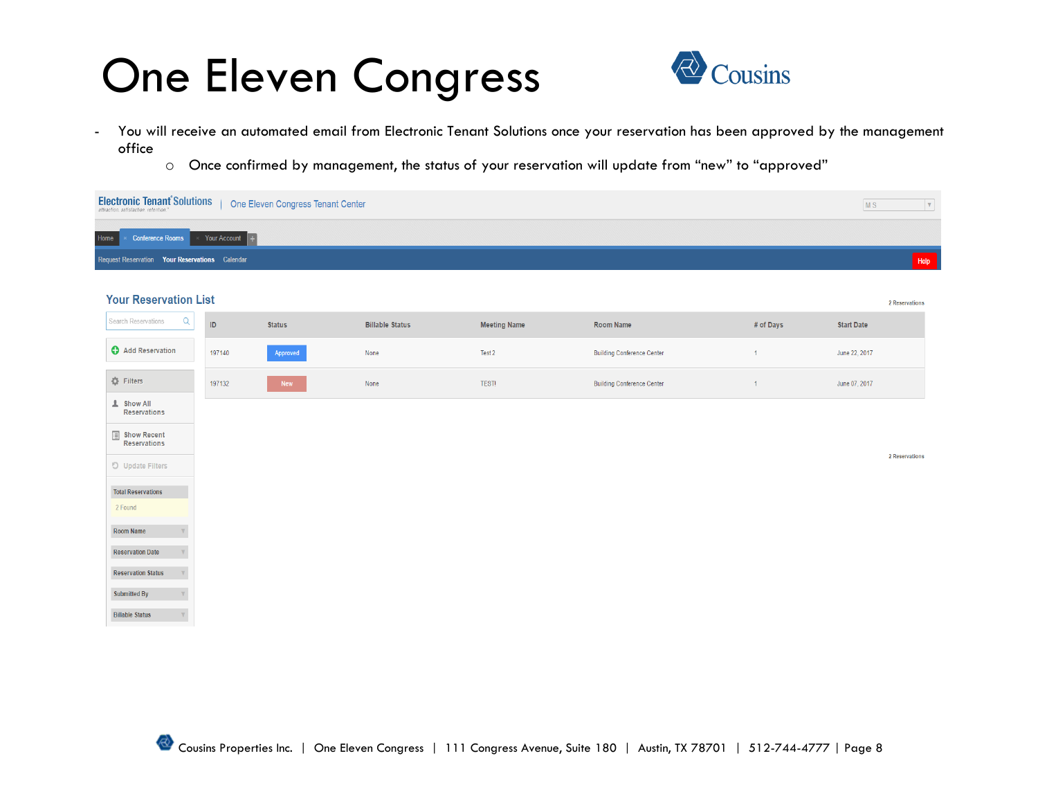# One Eleven Congress

- You will receive an automated email from Electronic Tenant Solutions once your reservation has been approved by the management office
  - Once confirmed by management, the status of your reservation will update from “new” to “approved”

Electronic Tenant Solutions | One Eleven Congress Tenant Center

Home | Conference Rooms | Your Account

Request Reservation | Your Reservations | Calendar | Help

## Your Reservation List

2 Reservations

| ID | Status | Billable Status | Meeting Name | Room Name | # of Days | Start Date |
|---|---|---|---|---|---|---|
| 197140 | Approved | None | Test 2 | Building Conference Center | 1 | June 22, 2017 |
| 197132 | New | None | TEST! | Building Conference Center | 1 | June 07, 2017 |

2 Reservations

Search Reservations

Add Reservation

Filters

Show All Reservations

Show Recent Reservations

Update Filters

Total Reservations

2 Found

Room Name

Reservation Date

Reservation Status

Submitted By

Billable Status